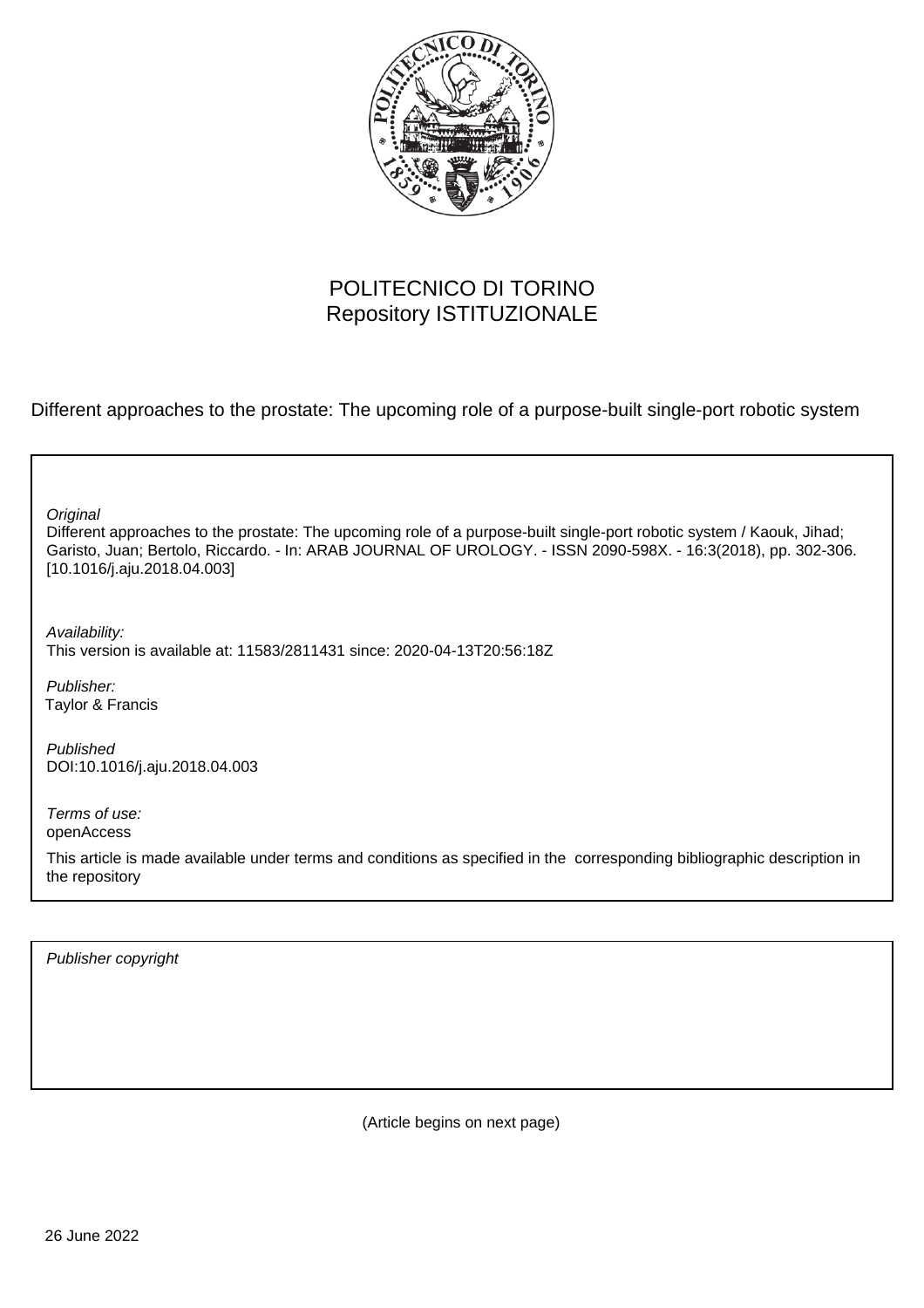POLITECNICO DI TORINO
Repository ISTITUZIONALE

Different approaches to the prostate: The upcoming role of a purpose-built single-port robotic system

*Original*

Different approaches to the prostate: The upcoming role of a purpose-built single-port robotic system / Kaouk, Jihad; Garisto, Juan; Bertolo, Riccardo. - In: ARAB JOURNAL OF UROLOGY. - ISSN 2090-598X. - 16:3(2018), pp. 302-306. [10.1016/j.aju.2018.04.003]

*Availability:*

This version is available at: 11583/2811431 since: 2020-04-13T20:56:18Z

*Publisher:*

Taylor & Francis

*Published*

DOI:10.1016/j.aju.2018.04.003

*Terms of use:*

openAccess

This article is made available under terms and conditions as specified in the corresponding bibliographic description in the repository

*Publisher copyright*

(Article begins on next page)

26 June 2022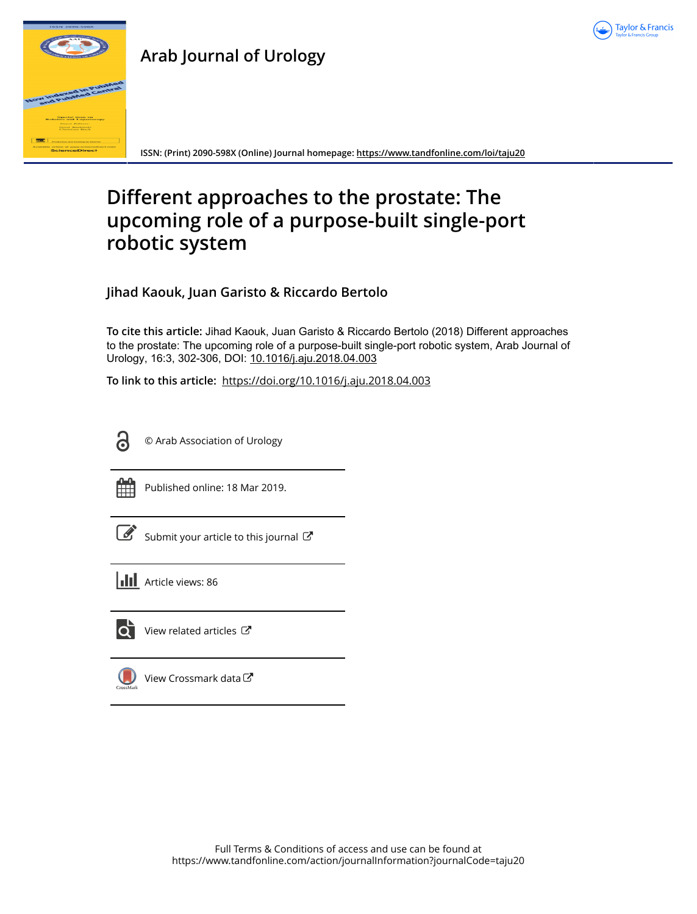# Arab Journal of Urology

ISSN: (Print) 2090-598X (Online) Journal homepage: https://www.tandfonline.com/loi/taju20

# Different approaches to the prostate: The upcoming role of a purpose-built single-port robotic system

**Jihad Kaouk, Juan Garisto & Riccardo Bertolo**

**To cite this article:** Jihad Kaouk, Juan Garisto & Riccardo Bertolo (2018) Different approaches to the prostate: The upcoming role of a purpose-built single-port robotic system, Arab Journal of Urology, 16:3, 302-306, DOI: 10.1016/j.aju.2018.04.003

**To link to this article:** https://doi.org/10.1016/j.aju.2018.04.003

© Arab Association of Urology

Published online: 18 Mar 2019.

Submit your article to this journal

Article views: 86

View related articles

View Crossmark data

Full Terms & Conditions of access and use can be found at https://www.tandfonline.com/action/journalInformation?journalCode=taju20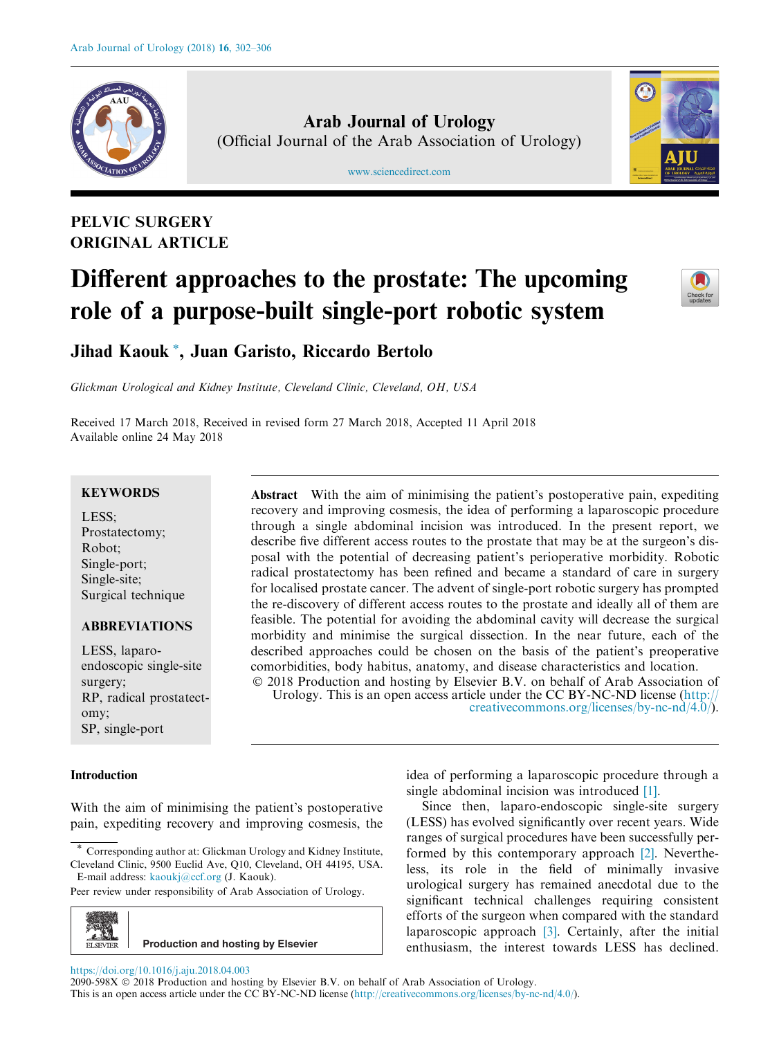PELVIC SURGERY
ORIGINAL ARTICLE

# Different approaches to the prostate: The upcoming role of a purpose-built single-port robotic system

**Jihad Kaouk** *, **Juan Garisto**, **Riccardo Bertolo**

*Glickman Urological and Kidney Institute, Cleveland Clinic, Cleveland, OH, USA*

Received 17 March 2018, Received in revised form 27 March 2018, Accepted 11 April 2018
Available online 24 May 2018

**KEYWORDS**

LESS;
Prostatectomy;
Robot;
Single-port;
Single-site;
Surgical technique

**ABBREVIATIONS**

LESS, laparo-endoscopic single-site surgery;
RP, radical prostatectomy;
SP, single-port

**Abstract** With the aim of minimising the patient's postoperative pain, expediting recovery and improving cosmesis, the idea of performing a laparoscopic procedure through a single abdominal incision was introduced. In the present report, we describe five different access routes to the prostate that may be at the surgeon's disposal with the potential of decreasing patient's perioperative morbidity. Robotic radical prostatectomy has been refined and became a standard of care in surgery for localised prostate cancer. The advent of single-port robotic surgery has prompted the re-discovery of different access routes to the prostate and ideally all of them are feasible. The potential for avoiding the abdominal cavity will decrease the surgical morbidity and minimise the surgical dissection. In the near future, each of the described approaches could be chosen on the basis of the patient's preoperative comorbidities, body habitus, anatomy, and disease characteristics and location.

© 2018 Production and hosting by Elsevier B.V. on behalf of Arab Association of Urology. This is an open access article under the CC BY-NC-ND license (http://creativecommons.org/licenses/by-nc-nd/4.0/).

## Introduction

With the aim of minimising the patient's postoperative pain, expediting recovery and improving cosmesis, the idea of performing a laparoscopic procedure through a single abdominal incision was introduced [1].

Since then, laparo-endoscopic single-site surgery (LESS) has evolved significantly over recent years. Wide ranges of surgical procedures have been successfully performed by this contemporary approach [2]. Nevertheless, its role in the field of minimally invasive urological surgery has remained anecdotal due to the significant technical challenges requiring consistent efforts of the surgeon when compared with the standard laparoscopic approach [3]. Certainly, after the initial enthusiasm, the interest towards LESS has declined.

* Corresponding author at: Glickman Urology and Kidney Institute, Cleveland Clinic, 9500 Euclid Ave, Q10, Cleveland, OH 44195, USA. E-mail address: kaoukj@ccf.org (J. Kaouk).

Peer review under responsibility of Arab Association of Urology.

Production and hosting by Elsevier

https://doi.org/10.1016/j.aju.2018.04.003
2090-598X © 2018 Production and hosting by Elsevier B.V. on behalf of Arab Association of Urology.
This is an open access article under the CC BY-NC-ND license (http://creativecommons.org/licenses/by-nc-nd/4.0/).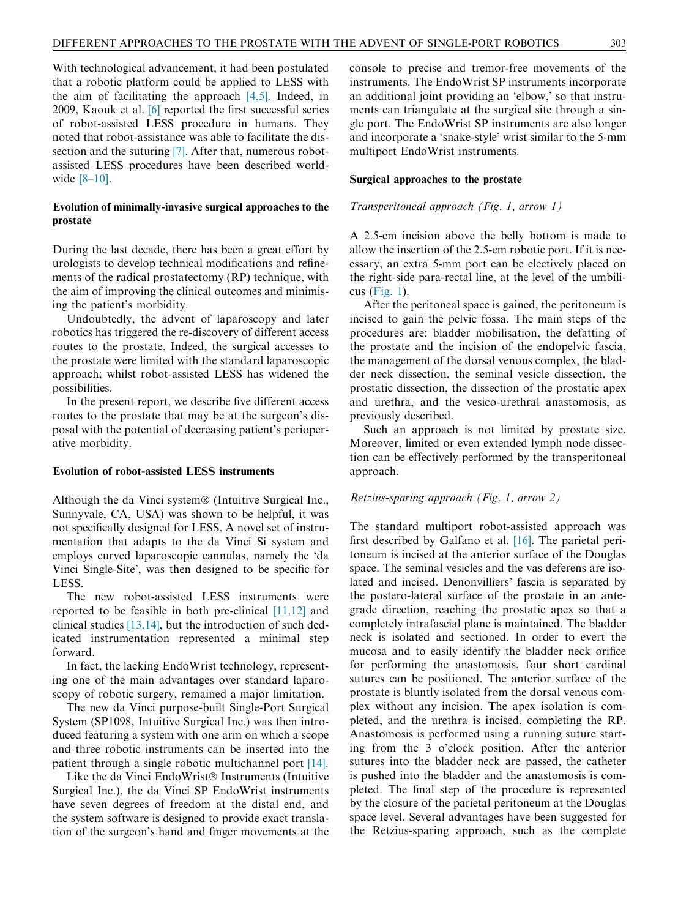With technological advancement, it had been postulated that a robotic platform could be applied to LESS with the aim of facilitating the approach [4,5]. Indeed, in 2009, Kaouk et al. [6] reported the first successful series of robot-assisted LESS procedure in humans. They noted that robot-assistance was able to facilitate the dissection and the suturing [7]. After that, numerous robot-assisted LESS procedures have been described worldwide [8–10].

### Evolution of minimally-invasive surgical approaches to the prostate

During the last decade, there has been a great effort by urologists to develop technical modifications and refinements of the radical prostatectomy (RP) technique, with the aim of improving the clinical outcomes and minimising the patient's morbidity.

Undoubtedly, the advent of laparoscopy and later robotics has triggered the re-discovery of different access routes to the prostate. Indeed, the surgical accesses to the prostate were limited with the standard laparoscopic approach; whilst robot-assisted LESS has widened the possibilities.

In the present report, we describe five different access routes to the prostate that may be at the surgeon's disposal with the potential of decreasing patient's perioperative morbidity.

### Evolution of robot-assisted LESS instruments

Although the da Vinci system® (Intuitive Surgical Inc., Sunnyvale, CA, USA) was shown to be helpful, it was not specifically designed for LESS. A novel set of instrumentation that adapts to the da Vinci Si system and employs curved laparoscopic cannulas, namely the 'da Vinci Single-Site', was then designed to be specific for LESS.

The new robot-assisted LESS instruments were reported to be feasible in both pre-clinical [11,12] and clinical studies [13,14], but the introduction of such dedicated instrumentation represented a minimal step forward.

In fact, the lacking EndoWrist technology, representing one of the main advantages over standard laparoscopy of robotic surgery, remained a major limitation.

The new da Vinci purpose-built Single-Port Surgical System (SP1098, Intuitive Surgical Inc.) was then introduced featuring a system with one arm on which a scope and three robotic instruments can be inserted into the patient through a single robotic multichannel port [14].

Like the da Vinci EndoWrist® Instruments (Intuitive Surgical Inc.), the da Vinci SP EndoWrist instruments have seven degrees of freedom at the distal end, and the system software is designed to provide exact translation of the surgeon's hand and finger movements at the console to precise and tremor-free movements of the instruments. The EndoWrist SP instruments incorporate an additional joint providing an 'elbow,' so that instruments can triangulate at the surgical site through a single port. The EndoWrist SP instruments are also longer and incorporate a 'snake-style' wrist similar to the 5-mm multiport EndoWrist instruments.

### Surgical approaches to the prostate

#### *Transperitoneal approach (Fig. 1, arrow 1)*

A 2.5-cm incision above the belly bottom is made to allow the insertion of the 2.5-cm robotic port. If it is necessary, an extra 5-mm port can be electively placed on the right-side para-rectal line, at the level of the umbilicus (Fig. 1).

After the peritoneal space is gained, the peritoneum is incised to gain the pelvic fossa. The main steps of the procedures are: bladder mobilisation, the defatting of the prostate and the incision of the endopelvic fascia, the management of the dorsal venous complex, the bladder neck dissection, the seminal vesicle dissection, the prostatic dissection, the dissection of the prostatic apex and urethra, and the vesico-urethral anastomosis, as previously described.

Such an approach is not limited by prostate size. Moreover, limited or even extended lymph node dissection can be effectively performed by the transperitoneal approach.

#### *Retzius-sparing approach (Fig. 1, arrow 2)*

The standard multiport robot-assisted approach was first described by Galfano et al. [16]. The parietal peritoneum is incised at the anterior surface of the Douglas space. The seminal vesicles and the vas deferens are isolated and incised. Denonvilliers' fascia is separated by the postero-lateral surface of the prostate in an antegrade direction, reaching the prostatic apex so that a completely intrafascial plane is maintained. The bladder neck is isolated and sectioned. In order to evert the mucosa and to easily identify the bladder neck orifice for performing the anastomosis, four short cardinal sutures can be positioned. The anterior surface of the prostate is bluntly isolated from the dorsal venous complex without any incision. The apex isolation is completed, and the urethra is incised, completing the RP. Anastomosis is performed using a running suture starting from the 3 o'clock position. After the anterior sutures into the bladder neck are passed, the catheter is pushed into the bladder and the anastomosis is completed. The final step of the procedure is represented by the closure of the parietal peritoneum at the Douglas space level. Several advantages have been suggested for the Retzius-sparing approach, such as the complete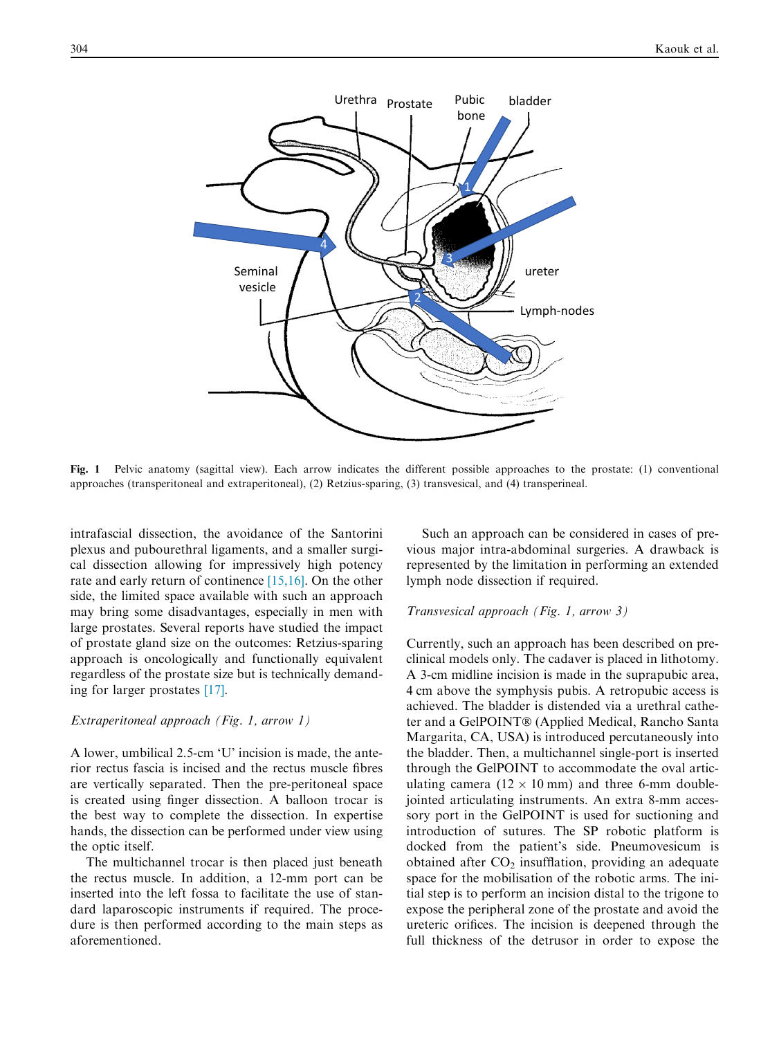Fig. 1 Pelvic anatomy (sagittal view). Each arrow indicates the different possible approaches to the prostate: (1) conventional approaches (transperitoneal and extraperitoneal), (2) Retzius-sparing, (3) transvesical, and (4) transperineal.

intrafascial dissection, the avoidance of the Santorini plexus and pubourethral ligaments, and a smaller surgical dissection allowing for impressively high potency rate and early return of continence [15,16]. On the other side, the limited space available with such an approach may bring some disadvantages, especially in men with large prostates. Several reports have studied the impact of prostate gland size on the outcomes: Retzius-sparing approach is oncologically and functionally equivalent regardless of the prostate size but is technically demanding for larger prostates [17].

*Extraperitoneal approach (Fig. 1, arrow 1)*

A lower, umbilical 2.5-cm 'U' incision is made, the anterior rectus fascia is incised and the rectus muscle fibres are vertically separated. Then the pre-peritoneal space is created using finger dissection. A balloon trocar is the best way to complete the dissection. In expertise hands, the dissection can be performed under view using the optic itself.

The multichannel trocar is then placed just beneath the rectus muscle. In addition, a 12-mm port can be inserted into the left fossa to facilitate the use of standard laparoscopic instruments if required. The procedure is then performed according to the main steps as aforementioned.

Such an approach can be considered in cases of previous major intra-abdominal surgeries. A drawback is represented by the limitation in performing an extended lymph node dissection if required.

*Transvesical approach (Fig. 1, arrow 3)*

Currently, such an approach has been described on preclinical models only. The cadaver is placed in lithotomy. A 3-cm midline incision is made in the suprapubic area, 4 cm above the symphysis pubis. A retropubic access is achieved. The bladder is distended via a urethral catheter and a GelPOINT® (Applied Medical, Rancho Santa Margarita, CA, USA) is introduced percutaneously into the bladder. Then, a multichannel single-port is inserted through the GelPOINT to accommodate the oval articulating camera ($12 \times 10$ mm) and three 6-mm double-jointed articulating instruments. An extra 8-mm accessory port in the GelPOINT is used for suctioning and introduction of sutures. The SP robotic platform is docked from the patient's side. Pneumovesicum is obtained after $CO_2$ insufflation, providing an adequate space for the mobilisation of the robotic arms. The initial step is to perform an incision distal to the trigone to expose the peripheral zone of the prostate and avoid the ureteric orifices. The incision is deepened through the full thickness of the detrusor in order to expose the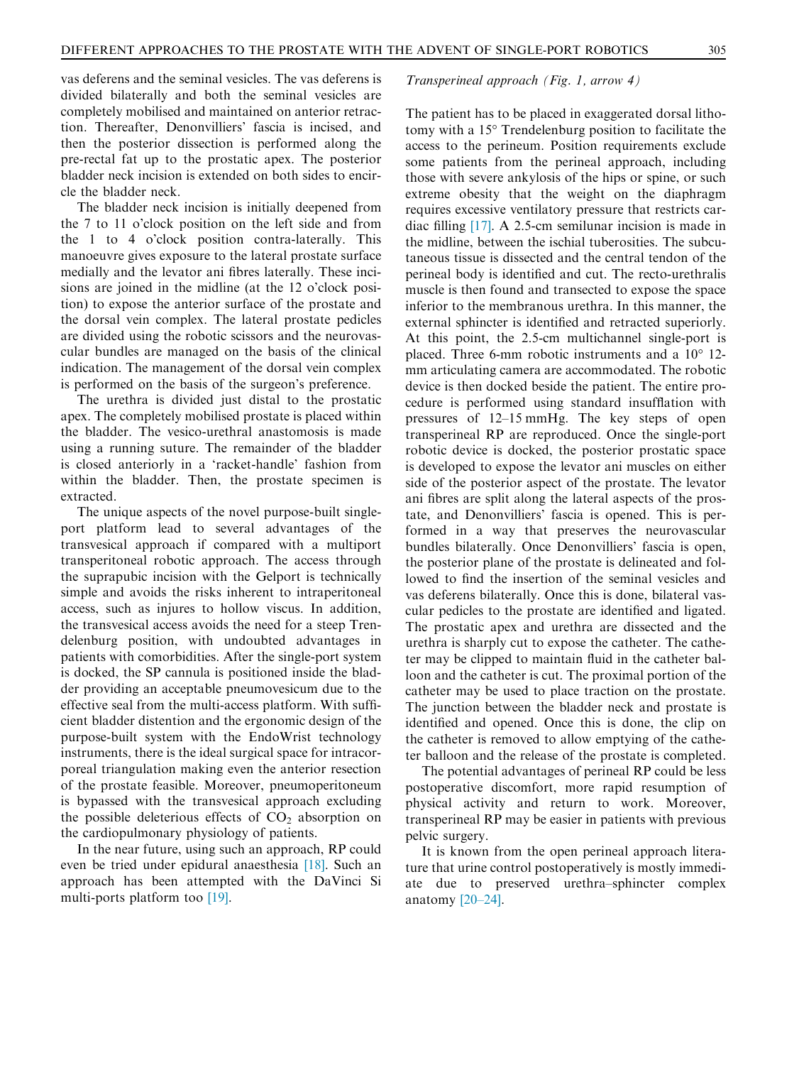vas deferens and the seminal vesicles. The vas deferens is divided bilaterally and both the seminal vesicles are completely mobilised and maintained on anterior retraction. Thereafter, Denonvilliers' fascia is incised, and then the posterior dissection is performed along the pre-rectal fat up to the prostatic apex. The posterior bladder neck incision is extended on both sides to encircle the bladder neck.

The bladder neck incision is initially deepened from the 7 to 11 o'clock position on the left side and from the 1 to 4 o'clock position contra-laterally. This manoeuvre gives exposure to the lateral prostate surface medially and the levator ani fibres laterally. These incisions are joined in the midline (at the 12 o'clock position) to expose the anterior surface of the prostate and the dorsal vein complex. The lateral prostate pedicles are divided using the robotic scissors and the neurovascular bundles are managed on the basis of the clinical indication. The management of the dorsal vein complex is performed on the basis of the surgeon's preference.

The urethra is divided just distal to the prostatic apex. The completely mobilised prostate is placed within the bladder. The vesico-urethral anastomosis is made using a running suture. The remainder of the bladder is closed anteriorly in a 'racket-handle' fashion from within the bladder. Then, the prostate specimen is extracted.

The unique aspects of the novel purpose-built single-port platform lead to several advantages of the transvesical approach if compared with a multiport transperitoneal robotic approach. The access through the suprapubic incision with the Gelport is technically simple and avoids the risks inherent to intraperitoneal access, such as injures to hollow viscus. In addition, the transvesical access avoids the need for a steep Trendelenburg position, with undoubted advantages in patients with comorbidities. After the single-port system is docked, the SP cannula is positioned inside the bladder providing an acceptable pneumovesicum due to the effective seal from the multi-access platform. With sufficient bladder distention and the ergonomic design of the purpose-built system with the EndoWrist technology instruments, there is the ideal surgical space for intracorporeal triangulation making even the anterior resection of the prostate feasible. Moreover, pneumoperitoneum is bypassed with the transvesical approach excluding the possible deleterious effects of $CO_2$ absorption on the cardiopulmonary physiology of patients.

In the near future, using such an approach, RP could even be tried under epidural anaesthesia [18]. Such an approach has been attempted with the DaVinci Si multi-ports platform too [19].

*Transperineal approach (Fig. 1, arrow 4)*

The patient has to be placed in exaggerated dorsal lithotomy with a 15° Trendelenburg position to facilitate the access to the perineum. Position requirements exclude some patients from the perineal approach, including those with severe ankylosis of the hips or spine, or such extreme obesity that the weight on the diaphragm requires excessive ventilatory pressure that restricts cardiac filling [17]. A 2.5-cm semilunar incision is made in the midline, between the ischial tuberosities. The subcutaneous tissue is dissected and the central tendon of the perineal body is identified and cut. The recto-urethralis muscle is then found and transected to expose the space inferior to the membranous urethra. In this manner, the external sphincter is identified and retracted superiorly. At this point, the 2.5-cm multichannel single-port is placed. Three 6-mm robotic instruments and a 10° 12-mm articulating camera are accommodated. The robotic device is then docked beside the patient. The entire procedure is performed using standard insufflation with pressures of 12–15 mmHg. The key steps of open transperineal RP are reproduced. Once the single-port robotic device is docked, the posterior prostatic space is developed to expose the levator ani muscles on either side of the posterior aspect of the prostate. The levator ani fibres are split along the lateral aspects of the prostate, and Denonvilliers' fascia is opened. This is performed in a way that preserves the neurovascular bundles bilaterally. Once Denonvilliers' fascia is open, the posterior plane of the prostate is delineated and followed to find the insertion of the seminal vesicles and vas deferens bilaterally. Once this is done, bilateral vascular pedicles to the prostate are identified and ligated. The prostatic apex and urethra are dissected and the urethra is sharply cut to expose the catheter. The catheter may be clipped to maintain fluid in the catheter balloon and the catheter is cut. The proximal portion of the catheter may be used to place traction on the prostate. The junction between the bladder neck and prostate is identified and opened. Once this is done, the clip on the catheter is removed to allow emptying of the catheter balloon and the release of the prostate is completed.

The potential advantages of perineal RP could be less postoperative discomfort, more rapid resumption of physical activity and return to work. Moreover, transperineal RP may be easier in patients with previous pelvic surgery.

It is known from the open perineal approach literature that urine control postoperatively is mostly immediate due to preserved urethra–sphincter complex anatomy [20–24].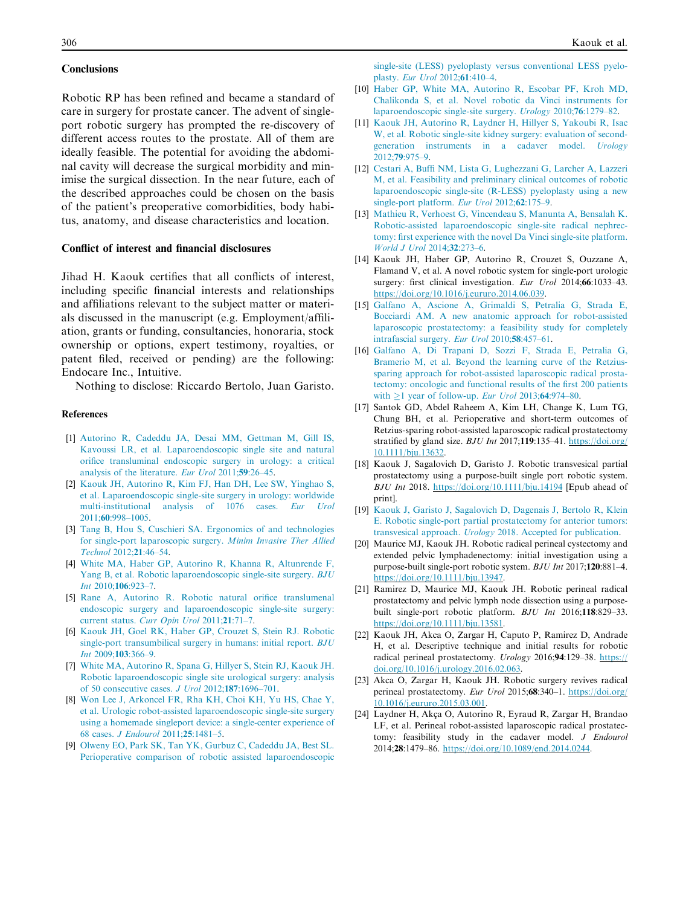## Conclusions

Robotic RP has been refined and became a standard of care in surgery for prostate cancer. The advent of single-port robotic surgery has prompted the re-discovery of different access routes to the prostate. All of them are ideally feasible. The potential for avoiding the abdominal cavity will decrease the surgical morbidity and minimise the surgical dissection. In the near future, each of the described approaches could be chosen on the basis of the patient's preoperative comorbidities, body habitus, anatomy, and disease characteristics and location.

## Conflict of interest and financial disclosures

Jihad H. Kaouk certifies that all conflicts of interest, including specific financial interests and relationships and affiliations relevant to the subject matter or materials discussed in the manuscript (e.g. Employment/affiliation, grants or funding, consultancies, honoraria, stock ownership or options, expert testimony, royalties, or patent filed, received or pending) are the following: Endocare Inc., Intuitive.

Nothing to disclose: Riccardo Bertolo, Juan Garisto.

## References

[1] Autorino R, Cadeddu JA, Desai MM, Gettman M, Gill IS, Kavoussi LR, et al. Laparoendoscopic single site and natural orifice transluminal endoscopic surgery in urology: a critical analysis of the literature. *Eur Urol* 2011;**59**:26–45.

[2] Kaouk JH, Autorino R, Kim FJ, Han DH, Lee SW, Yinghao S, et al. Laparoendoscopic single-site surgery in urology: worldwide multi-institutional analysis of 1076 cases. *Eur Urol* 2011;**60**:998–1005.

[3] Tang B, Hou S, Cuschieri SA. Ergonomics of and technologies for single-port laparoscopic surgery. *Minim Invasive Ther Allied Technol* 2012;**21**:46–54.

[4] White MA, Haber GP, Autorino R, Khanna R, Altunrende F, Yang B, et al. Robotic laparoendoscopic single-site surgery. *BJU Int* 2010;**106**:923–7.

[5] Rane A, Autorino R. Robotic natural orifice translumenal endoscopic surgery and laparoendoscopic single-site surgery: current status. *Curr Opin Urol* 2011;**21**:71–7.

[6] Kaouk JH, Goel RK, Haber GP, Crouzet S, Stein RJ. Robotic single-port transumbilical surgery in humans: initial report. *BJU Int* 2009;**103**:366–9.

[7] White MA, Autorino R, Spana G, Hillyer S, Stein RJ, Kaouk JH. Robotic laparoendoscopic single site urological surgery: analysis of 50 consecutive cases. *J Urol* 2012;**187**:1696–701.

[8] Won Lee J, Arkoncel FR, Rha KH, Choi KH, Yu HS, Chae Y, et al. Urologic robot-assisted laparoendoscopic single-site surgery using a homemade singleport device: a single-center experience of 68 cases. *J Endourol* 2011;**25**:1481–5.

[9] Olweny EO, Park SK, Tan YK, Gurbuz C, Cadeddu JA, Best SL. Perioperative comparison of robotic assisted laparoendoscopic single-site (LESS) pyeloplasty versus conventional LESS pyeloplasty. *Eur Urol* 2012;**61**:410–4.

[10] Haber GP, White MA, Autorino R, Escobar PF, Kroh MD, Chalikonda S, et al. Novel robotic da Vinci instruments for laparoendoscopic single-site surgery. *Urology* 2010;**76**:1279–82.

[11] Kaouk JH, Autorino R, Laydner H, Hillyer S, Yakoubi R, Isac W, et al. Robotic single-site kidney surgery: evaluation of second-generation instruments in a cadaver model. *Urology* 2012;**79**:975–9.

[12] Cestari A, Buffi NM, Lista G, Lughezzani G, Larcher A, Lazzeri M, et al. Feasibility and preliminary clinical outcomes of robotic laparoendoscopic single-site (R-LESS) pyeloplasty using a new single-port platform. *Eur Urol* 2012;**62**:175–9.

[13] Mathieu R, Verhoest G, Vincendeau S, Manunta A, Bensalah K. Robotic-assisted laparoendoscopic single-site radical nephrectomy: first experience with the novel Da Vinci single-site platform. *World J Urol* 2014;**32**:273–6.

[14] Kaouk JH, Haber GP, Autorino R, Crouzet S, Ouzzane A, Flamand V, et al. A novel robotic system for single-port urologic surgery: first clinical investigation. *Eur Urol* 2014;**66**:1033–43. https://doi.org/10.1016/j.eururo.2014.06.039.

[15] Galfano A, Ascione A, Grimaldi S, Petralia G, Strada E, Bocciardi AM. A new anatomic approach for robot-assisted laparoscopic prostatectomy: a feasibility study for completely intrafascial surgery. *Eur Urol* 2010;**58**:457–61.

[16] Galfano A, Di Trapani D, Sozzi F, Strada E, Petralia G, Bramerio M, et al. Beyond the learning curve of the Retzius-sparing approach for robot-assisted laparoscopic radical prostatectomy: oncologic and functional results of the first 200 patients with ≥1 year of follow-up. *Eur Urol* 2013;**64**:974–80.

[17] Santok GD, Abdel Raheem A, Kim LH, Change K, Lum TG, Chung BH, et al. Perioperative and short-term outcomes of Retzius-sparing robot-assisted laparoscopic radical prostatectomy stratified by gland size. *BJU Int* 2017;**119**:135–41. https://doi.org/10.1111/bju.13632.

[18] Kaouk J, Sagalovich D, Garisto J. Robotic transvesical partial prostatectomy using a purpose-built single port robotic system. *BJU Int* 2018. https://doi.org/10.1111/bju.14194 [Epub ahead of print].

[19] Kaouk J, Garisto J, Sagalovich D, Dagenais J, Bertolo R, Klein E. Robotic single-port partial prostatectomy for anterior tumors: transvesical approach. *Urology* 2018. Accepted for publication.

[20] Maurice MJ, Kaouk JH. Robotic radical perineal cystectomy and extended pelvic lymphadenectomy: initial investigation using a purpose-built single-port robotic system. *BJU Int* 2017;**120**:881–4. https://doi.org/10.1111/bju.13947.

[21] Ramirez D, Maurice MJ, Kaouk JH. Robotic perineal radical prostatectomy and pelvic lymph node dissection using a purpose-built single-port robotic platform. *BJU Int* 2016;**118**:829–33. https://doi.org/10.1111/bju.13581.

[22] Kaouk JH, Akca O, Zargar H, Caputo P, Ramirez D, Andrade H, et al. Descriptive technique and initial results for robotic radical perineal prostatectomy. *Urology* 2016;**94**:129–38. https://doi.org/10.1016/j.urology.2016.02.063.

[23] Akca O, Zargar H, Kaouk JH. Robotic surgery revives radical perineal prostatectomy. *Eur Urol* 2015;**68**:340–1. https://doi.org/10.1016/j.eururo.2015.03.001.

[24] Laydner H, Akça O, Autorino R, Eyraud R, Zargar H, Brandao LF, et al. Perineal robot-assisted laparoscopic radical prostatectomy: feasibility study in the cadaver model. *J Endourol* 2014;**28**:1479–86. https://doi.org/10.1089/end.2014.0244.